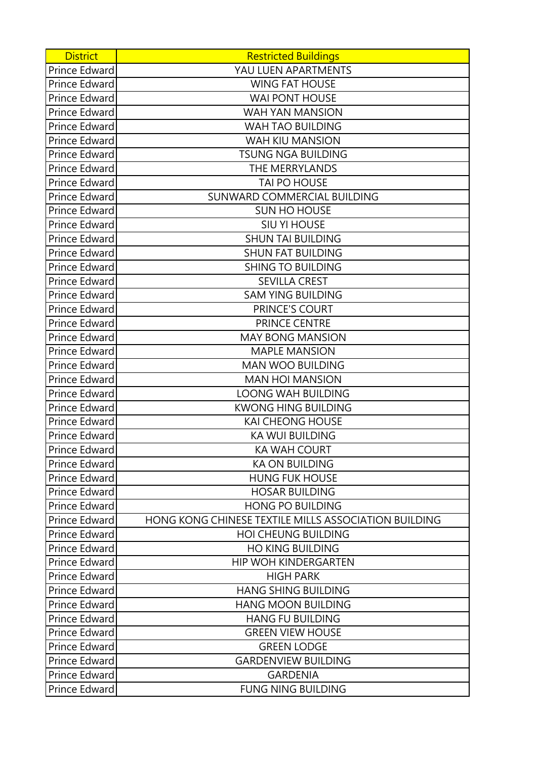| District | Restricted Buildings |
|---|---|
| Prince Edward | YAU LUEN APARTMENTS |
| Prince Edward | WING FAT HOUSE |
| Prince Edward | WAI PONT HOUSE |
| Prince Edward | WAH YAN MANSION |
| Prince Edward | WAH TAO BUILDING |
| Prince Edward | WAH KIU MANSION |
| Prince Edward | TSUNG NGA BUILDING |
| Prince Edward | THE MERRYLANDS |
| Prince Edward | TAI PO HOUSE |
| Prince Edward | SUNWARD COMMERCIAL BUILDING |
| Prince Edward | SUN HO HOUSE |
| Prince Edward | SIU YI HOUSE |
| Prince Edward | SHUN TAI BUILDING |
| Prince Edward | SHUN FAT BUILDING |
| Prince Edward | SHING TO BUILDING |
| Prince Edward | SEVILLA CREST |
| Prince Edward | SAM YING BUILDING |
| Prince Edward | PRINCE'S COURT |
| Prince Edward | PRINCE CENTRE |
| Prince Edward | MAY BONG MANSION |
| Prince Edward | MAPLE MANSION |
| Prince Edward | MAN WOO BUILDING |
| Prince Edward | MAN HOI MANSION |
| Prince Edward | LOONG WAH BUILDING |
| Prince Edward | KWONG HING BUILDING |
| Prince Edward | KAI CHEONG HOUSE |
| Prince Edward | KA WUI BUILDING |
| Prince Edward | KA WAH COURT |
| Prince Edward | KA ON BUILDING |
| Prince Edward | HUNG FUK HOUSE |
| Prince Edward | HOSAR BUILDING |
| Prince Edward | HONG PO BUILDING |
| Prince Edward | HONG KONG CHINESE TEXTILE MILLS ASSOCIATION BUILDING |
| Prince Edward | HOI CHEUNG BUILDING |
| Prince Edward | HO KING BUILDING |
| Prince Edward | HIP WOH KINDERGARTEN |
| Prince Edward | HIGH PARK |
| Prince Edward | HANG SHING BUILDING |
| Prince Edward | HANG MOON BUILDING |
| Prince Edward | HANG FU BUILDING |
| Prince Edward | GREEN VIEW HOUSE |
| Prince Edward | GREEN LODGE |
| Prince Edward | GARDENVIEW BUILDING |
| Prince Edward | GARDENIA |
| Prince Edward | FUNG NING BUILDING |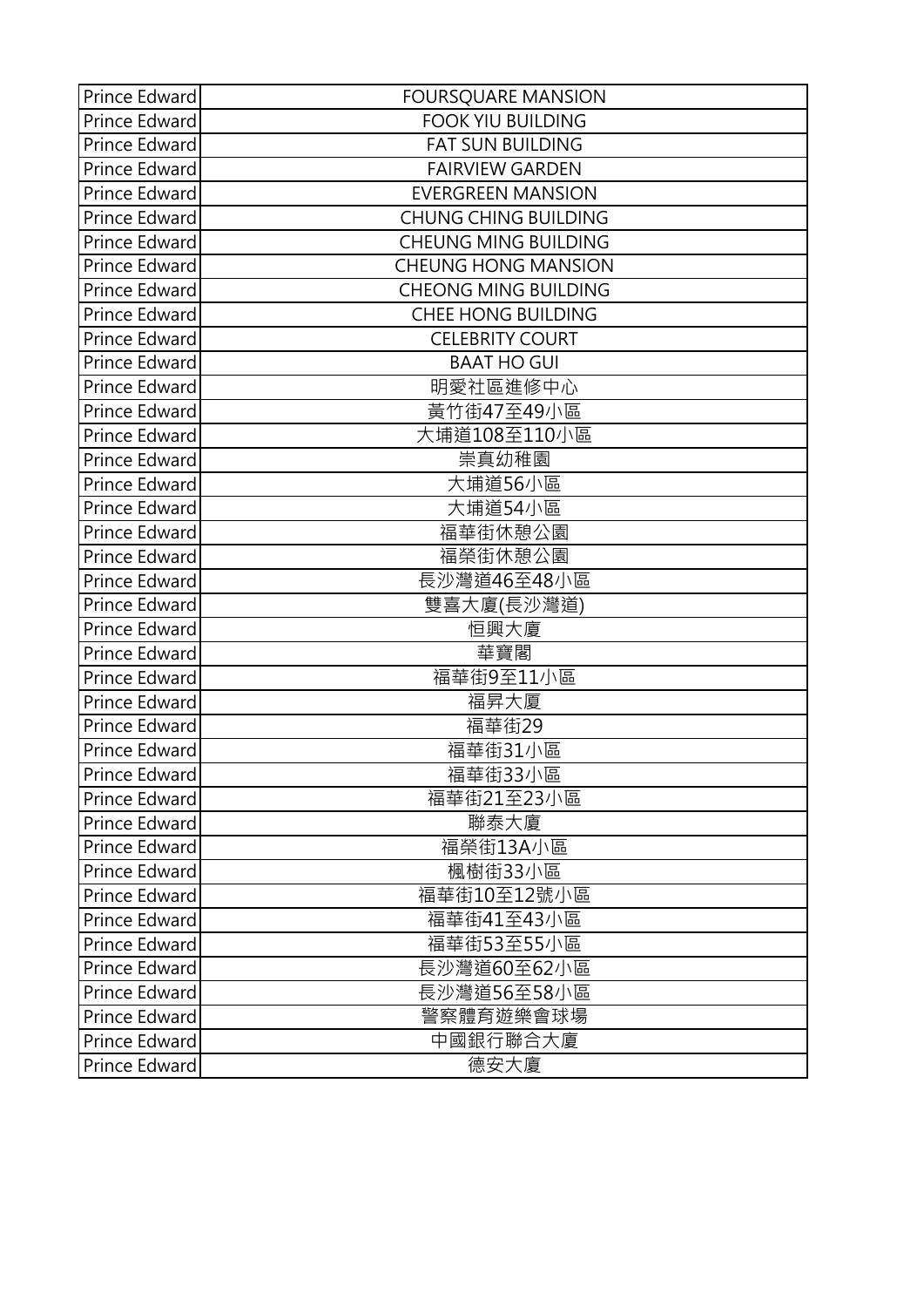| | |
|---|---|
| Prince Edward | FOURSQUARE MANSION |
| Prince Edward | FOOK YIU BUILDING |
| Prince Edward | FAT SUN BUILDING |
| Prince Edward | FAIRVIEW GARDEN |
| Prince Edward | EVERGREEN MANSION |
| Prince Edward | CHUNG CHING BUILDING |
| Prince Edward | CHEUNG MING BUILDING |
| Prince Edward | CHEUNG HONG MANSION |
| Prince Edward | CHEONG MING BUILDING |
| Prince Edward | CHEE HONG BUILDING |
| Prince Edward | CELEBRITY COURT |
| Prince Edward | BAAT HO GUI |
| Prince Edward | 明愛社區進修中心 |
| Prince Edward | 黃竹街47至49小區 |
| Prince Edward | 大埔道108至110小區 |
| Prince Edward | 崇真幼稚園 |
| Prince Edward | 大埔道56小區 |
| Prince Edward | 大埔道54小區 |
| Prince Edward | 福華街休憩公園 |
| Prince Edward | 福榮街休憩公園 |
| Prince Edward | 長沙灣道46至48小區 |
| Prince Edward | 雙喜大廈(長沙灣道) |
| Prince Edward | 恒興大廈 |
| Prince Edward | 華寶閣 |
| Prince Edward | 福華街9至11小區 |
| Prince Edward | 福昇大廈 |
| Prince Edward | 福華街29 |
| Prince Edward | 福華街31小區 |
| Prince Edward | 福華街33小區 |
| Prince Edward | 福華街21至23小區 |
| Prince Edward | 聯泰大廈 |
| Prince Edward | 福榮街13A小區 |
| Prince Edward | 楓樹街33小區 |
| Prince Edward | 福華街10至12號小區 |
| Prince Edward | 福華街41至43小區 |
| Prince Edward | 福華街53至55小區 |
| Prince Edward | 長沙灣道60至62小區 |
| Prince Edward | 長沙灣道56至58小區 |
| Prince Edward | 警察體育遊樂會球場 |
| Prince Edward | 中國銀行聯合大廈 |
| Prince Edward | 德安大廈 |